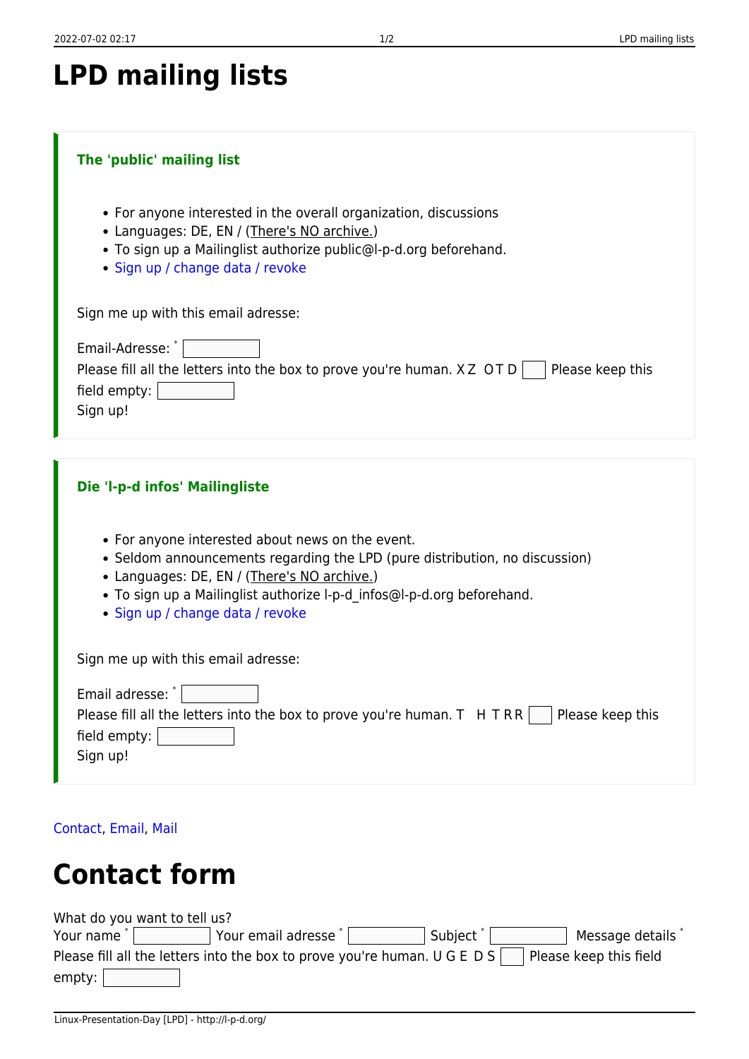# LPD mailing lists

### The 'public' mailing list

- For anyone interested in the overall organization, discussions
- Languages: DE, EN / (There's NO archive.)
- To sign up a Mailinglist authorize public@l-p-d.org beforehand.
- Sign up / change data / revoke

Sign me up with this email adresse:

Email-Adresse: *
Please fill all the letters into the box to prove you're human. X Z O T D Please keep this field empty:
Sign up!

### Die 'l-p-d infos' Mailingliste

- For anyone interested about news on the event.
- Seldom announcements regarding the LPD (pure distribution, no discussion)
- Languages: DE, EN / (There's NO archive.)
- To sign up a Mailinglist authorize l-p-d_infos@l-p-d.org beforehand.
- Sign up / change data / revoke

Sign me up with this email adresse:

Email adresse: *
Please fill all the letters into the box to prove you're human. T H T R R Please keep this field empty:
Sign up!

Contact, Email, Mail

# Contact form

What do you want to tell us?
Your name * Your email adresse * Subject * Message details *
Please fill all the letters into the box to prove you're human. U G E D S Please keep this field empty: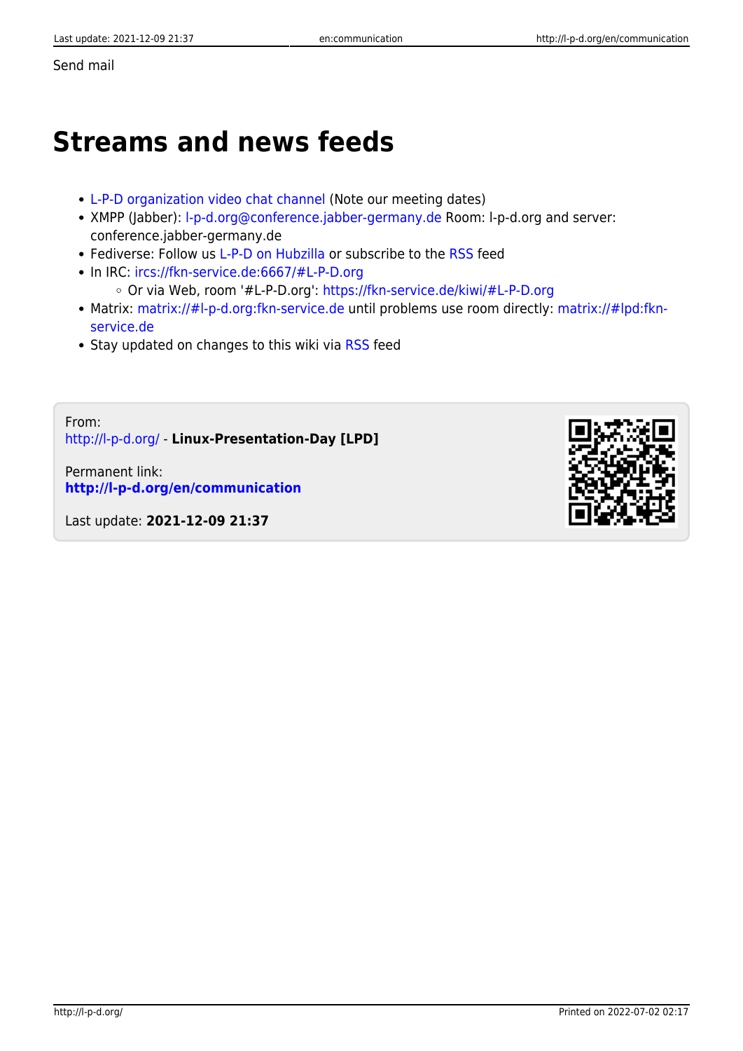Send mail

# Streams and news feeds

- L-P-D organization video chat channel (Note our meeting dates)
- XMPP (Jabber): l-p-d.org@conference.jabber-germany.de Room: l-p-d.org and server: conference.jabber-germany.de
- Fediverse: Follow us L-P-D on Hubzilla or subscribe to the RSS feed
- In IRC: ircs://fkn-service.de:6667/#L-P-D.org
  - Or via Web, room '#L-P-D.org': https://fkn-service.de/kiwi/#L-P-D.org
- Matrix: matrix://#l-p-d.org:fkn-service.de until problems use room directly: matrix://#lpd:fkn-service.de
- Stay updated on changes to this wiki via RSS feed

From:
http://l-p-d.org/ - **Linux-Presentation-Day [LPD]**

Permanent link:
**http://l-p-d.org/en/communication**

Last update: **2021-12-09 21:37**